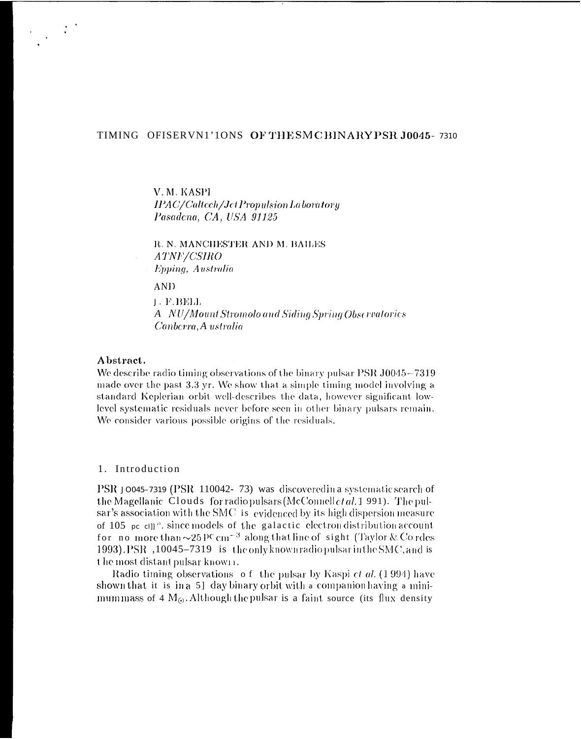# TIMING OFISERVN1'1ONS OF THE SMC BINARY PSR J0045- 7310

V. M. KASPI
*IPAC/Caltech/Jet Propulsion Laboratory*
*Pasadena, CA, USA 91125*

R. N. MANCHESTER AND M. BAILES
*ATNF/CSIRO*
*Epping, Australia*

AND

J. F. BELL
*ANU/Mount Stromolo and Siding Spring Observatories*
*Canberra, Australia*

**Abstract.**
We describe radio timing observations of the binary pulsar PSR J0045−7319 made over the past 3.3 yr. We show that a simple timing model involving a standard Keplerian orbit well-describes the data, however significant low-level systematic residuals never before seen in other binary pulsars remain. We consider various possible origins of the residuals.

## 1. Introduction

PSR J0045-7319 (PSR 110042- 73) was discovered in a systematic search of the Magellanic Clouds for radio pulsars (McConnell *et al.* 1991). The pulsar's association with the SMC is evidenced by its high dispersion measure of 105 pc $cm^{-3}$, since models of the galactic electron distribution account for no more than $\sim$25 pc $cm^{-3}$ along that line of sight (Taylor & Cordes 1993). PSR J0045–7319 is the only known radio pulsar in the SMC, and is the most distant pulsar known.

Radio timing observations of the pulsar by Kaspi *et al.* (1994) have shown that it is in a 51 day binary orbit with a companion having a minimum mass of 4 $M_{\odot}$. Although the pulsar is a faint source (its flux density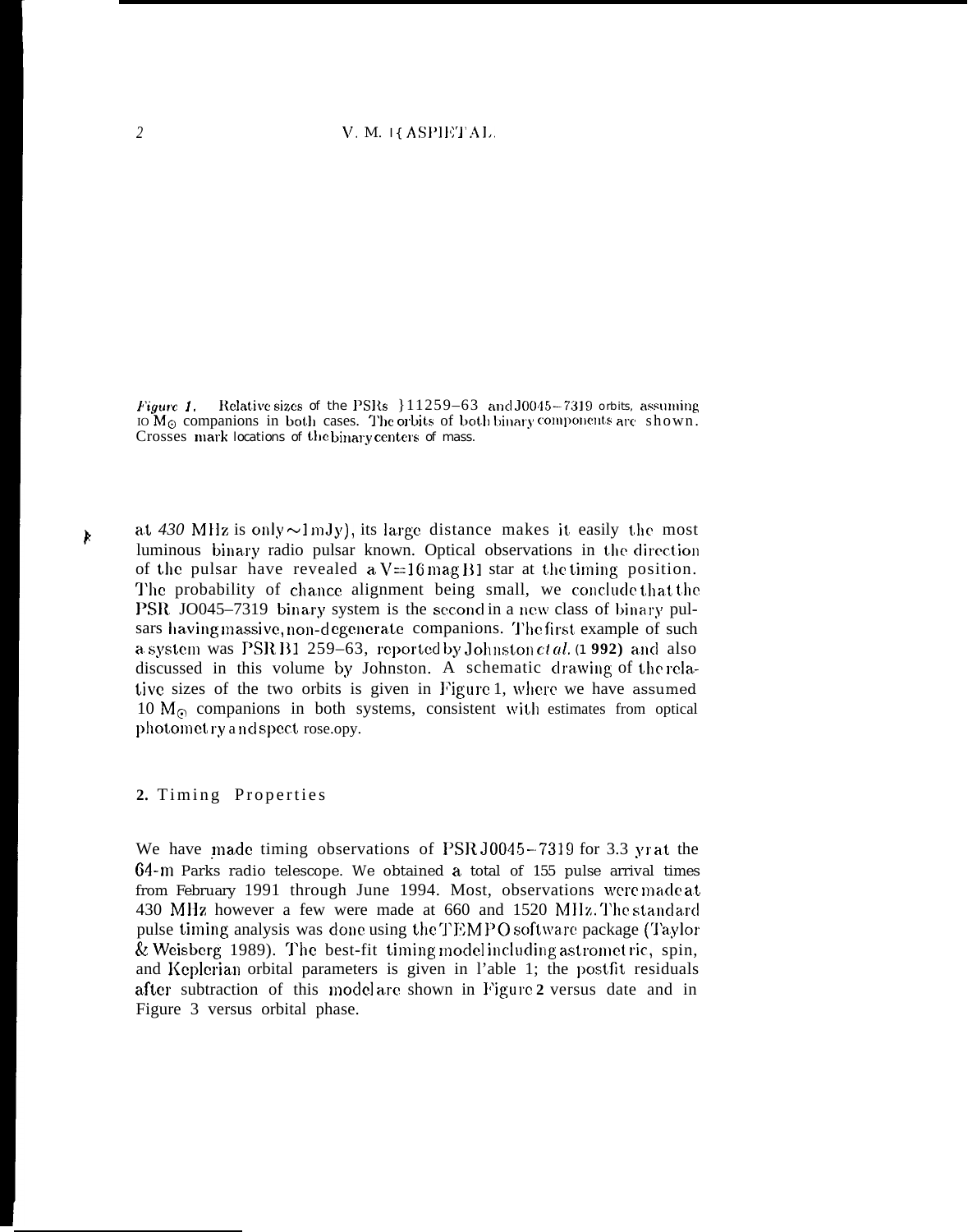*Figure 1.* Relative sizes of the PSRs B1259–63 and J0045–7319 orbits, assuming 10 $M_{\odot}$ companions in both cases. The orbits of both binary components are shown. Crosses mark locations of the binary centers of mass.

at *430* MHz is only $\sim$1 mJy), its large distance makes it easily the most luminous binary radio pulsar known. Optical observations in the direction of the pulsar have revealed a V=16 mag B1 star at the timing position. The probability of chance alignment being small, we conclude that the PSR J0045–7319 binary system is the second in a new class of binary pulsars having massive, non-degenerate companions. The first example of such a system was PSR B1259–63, reported by Johnston *et al.* (1992) and also discussed in this volume by Johnston. A schematic drawing of the relative sizes of the two orbits is given in Figure 1, where we have assumed 10 $M_{\odot}$ companions in both systems, consistent with estimates from optical photometry and spectroscopy.

## 2. Timing Properties

We have made timing observations of PSR J0045–7319 for 3.3 yr at the 64-m Parkes radio telescope. We obtained a total of 155 pulse arrival times from February 1991 through June 1994. Most observations were made at 430 MHz however a few were made at 660 and 1520 MHz. The standard pulse timing analysis was done using the TEMPO software package (Taylor & Weisberg 1989). The best-fit timing model including astrometric, spin, and Keplerian orbital parameters is given in Table 1; the postfit residuals after subtraction of this model are shown in Figure 2 versus date and in Figure 3 versus orbital phase.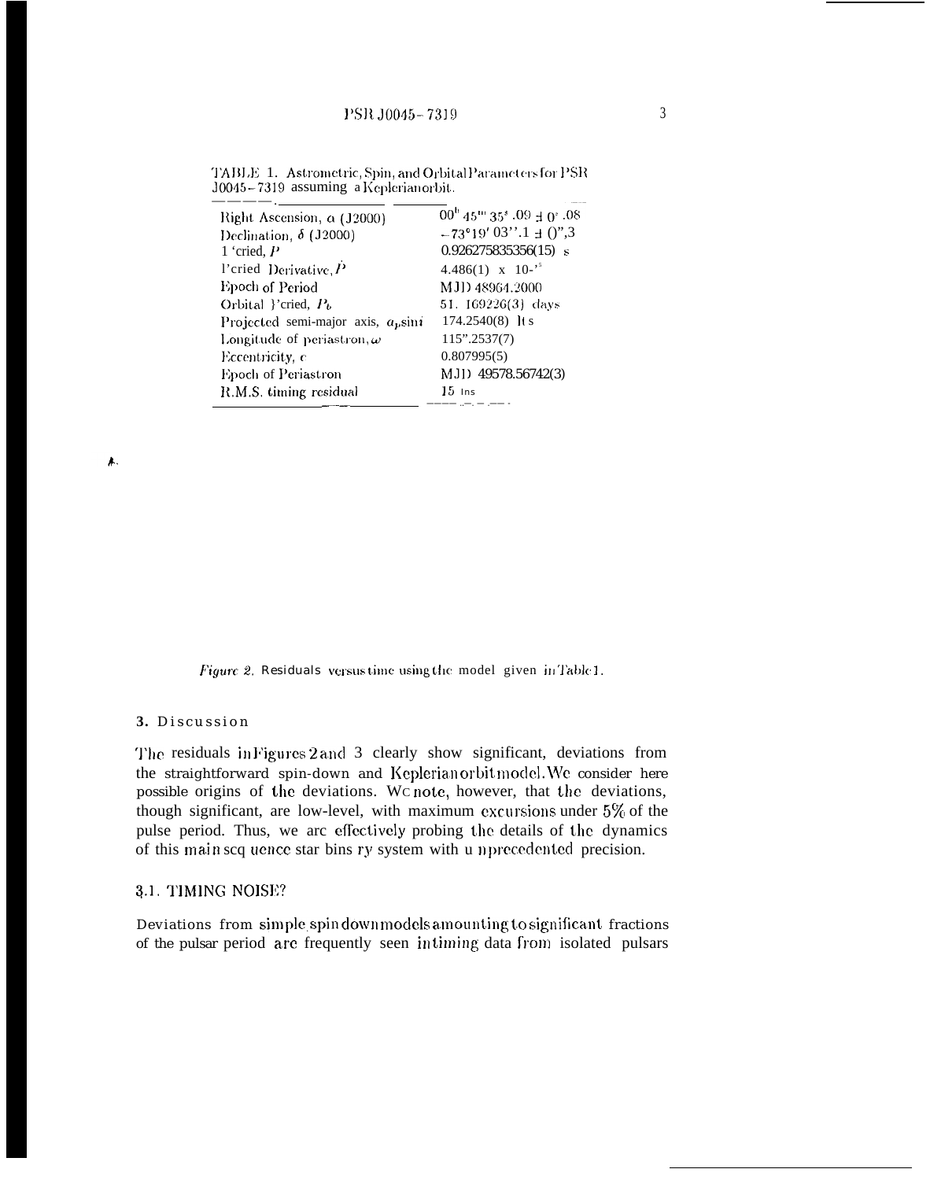TABLE 1. Astrometric, Spin, and Orbital Parameters for PSR J0045−7319 assuming a Keplerian orbit.

| | |
|---|---|
| Right Ascension, $\alpha$ (J2000) | $00^h 45^m 35^s.09 \pm 0^s.08$ |
| Declination, $\delta$ (J2000) | $-73°19'03''.1 \pm 0''.3$ |
| Period, $P$ | 0.926275835356(15) s |
| Period Derivative, $\dot{P}$ | $4.486(1) \times 10^{-15}$ |
| Epoch of Period | MJD 48964.2000 |
| Orbital Period, $P_b$ | 51.169226(3) days |
| Projected semi-major axis, $a_p \sin i$ | 174.2540(8) lt s |
| Longitude of periastron, $\omega$ | 115°.2537(7) |
| Eccentricity, $e$ | 0.807995(5) |
| Epoch of Periastron | MJD 49578.56742(3) |
| R.M.S. timing residual | 15 ms |

*Figure 2.* Residuals versus time using the model given in Table 1.

## 3. Discussion

The residuals in Figures 2 and 3 clearly show significant deviations from the straightforward spin-down and Keplerian orbit model. We consider here possible origins of the deviations. We note, however, that the deviations, though significant, are low-level, with maximum excursions under 5% of the pulse period. Thus, we are effectively probing the details of the dynamics of this main sequence star binary system with unprecedented precision.

### 3.1. TIMING NOISE?

Deviations from simple spin down models amounting to significant fractions of the pulsar period are frequently seen in timing data from isolated pulsars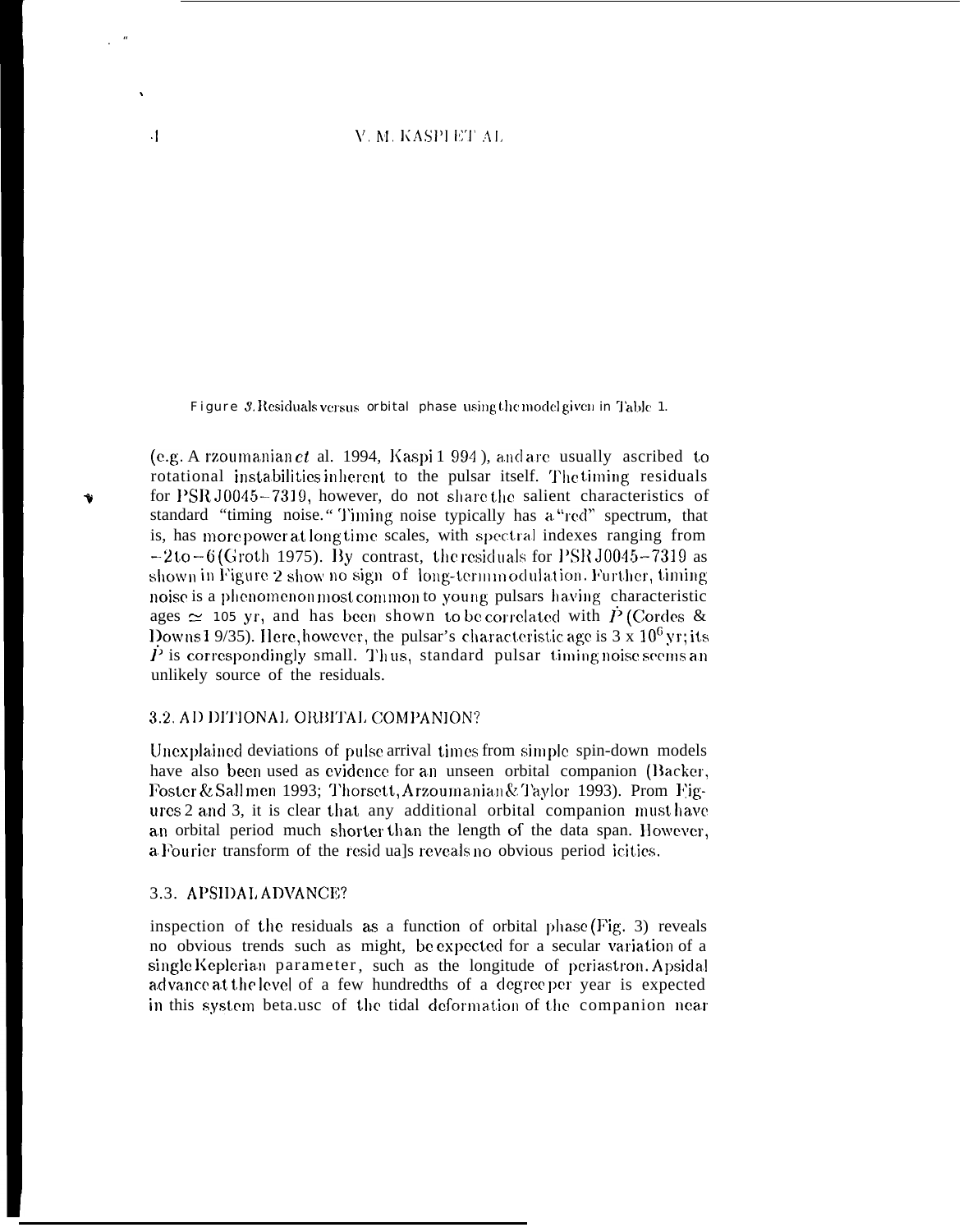Figure 3. Residuals versus orbital phase using the model given in Table 1.

(e.g. Arzoumanian *et* al. 1994, Kaspi 1994), and are usually ascribed to rotational instabilities inherent to the pulsar itself. The timing residuals for PSR J0045–7319, however, do not share the salient characteristics of standard "timing noise." Timing noise typically has a "red" spectrum, that is, has more power at long time scales, with spectral indexes ranging from $-2$ to $-6$ (Groth 1975). By contrast, the residuals for PSR J0045–7319 as shown in Figure 2 show no sign of long-term modulation. Further, timing noise is a phenomenon most common to young pulsars having characteristic ages $\simeq 10^5$ yr, and has been shown to be correlated with $\dot{P}$ (Cordes & Downs 1985). Here, however, the pulsar's characteristic age is $3 \times 10^6$ yr; its $\dot{P}$ is correspondingly small. Thus, standard pulsar timing noise seems an unlikely source of the residuals.

### 3.2. ADDITIONAL ORBITAL COMPANION?

Unexplained deviations of pulse arrival times from simple spin-down models have also been used as evidence for an unseen orbital companion (Backer, Foster & Sallmen 1993; Thorsett, Arzoumanian & Taylor 1993). From Figures 2 and 3, it is clear that any additional orbital companion must have an orbital period much shorter than the length of the data span. However, a Fourier transform of the residuals reveals no obvious periodicities.

### 3.3. APSIDAL ADVANCE?

inspection of the residuals as a function of orbital phase (Fig. 3) reveals no obvious trends such as might be expected for a secular variation of a single Keplerian parameter, such as the longitude of periastron. Apsidal advance at the level of a few hundredths of a degree per year is expected in this system because of the tidal deformation of the companion near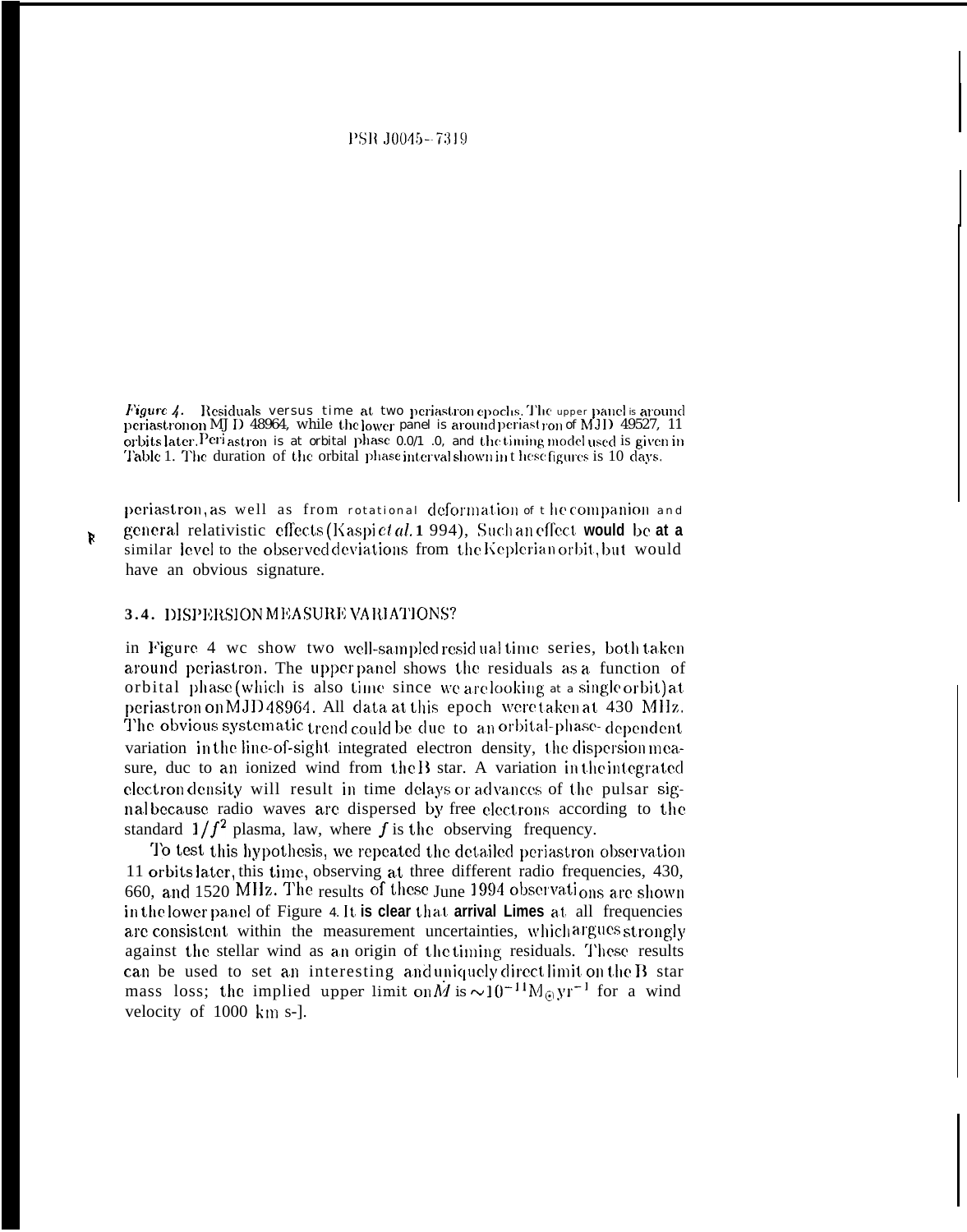*Figure 4.* Residuals versus time at two periastron epochs. The upper panel is around periastron on MJD 48964, while the lower panel is around periastron of MJD 49527, 11 orbits later. Periastron is at orbital phase 0.0/1.0, and the timing model used is given in Table 1. The duration of the orbital phase interval shown in these figures is 10 days.

periastron, as well as from rotational deformation of the companion and general relativistic effects (Kaspi *et al.* 1994), Such an effect would be at a similar level to the observed deviations from the Keplerian orbit, but would have an obvious signature.

### 3.4. DISPERSION MEASURE VARIATIONS?

in Figure 4 we show two well-sampled residual time series, both taken around periastron. The upper panel shows the residuals as a function of orbital phase (which is also time since we are looking at a single orbit) at periastron on MJD 48964. All data at this epoch were taken at 430 MHz. The obvious systematic trend could be due to an orbital-phase-dependent variation in the line-of-sight integrated electron density, the dispersion measure, due to an ionized wind from the B star. A variation in the integrated electron density will result in time delays or advances of the pulsar signal because radio waves are dispersed by free electrons according to the standard $1/f^2$ plasma, law, where $f$ is the observing frequency.

To test this hypothesis, we repeated the detailed periastron observation 11 orbits later, this time, observing at three different radio frequencies, 430, 660, and 1520 MHz. The results of these June 1994 observations are shown in the lower panel of Figure 4. It is clear that arrival times at all frequencies are consistent within the measurement uncertainties, which argues strongly against the stellar wind as an origin of the timing residuals. These results can be used to set an interesting and uniquely direct limit on the B star mass loss; the implied upper limit on $\dot{M}$ is $\sim 10^{-11} M_{\odot}\,yr^{-1}$ for a wind velocity of 1000 km $s^{-1}$.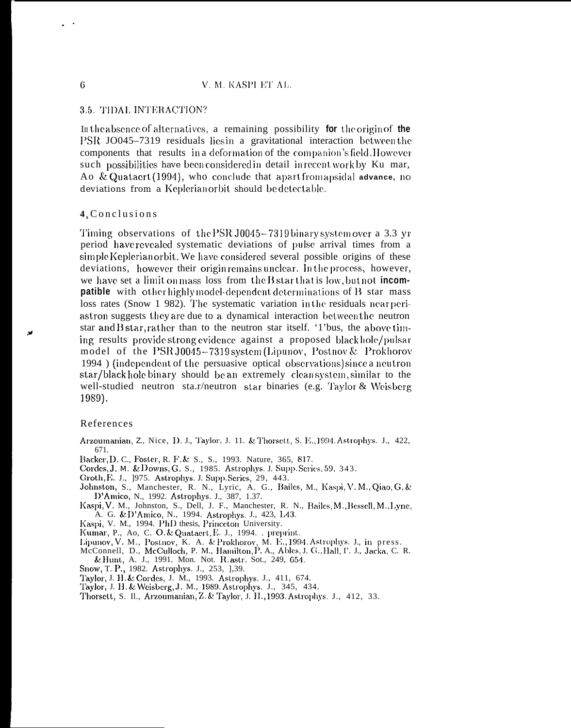### 3.5. TIDAL INTERACTION?

In the absence of alternatives, a remaining possibility for the origin of the PSR J0045–7319 residuals lies in a gravitational interaction between the components that results in a deformation of the companion's field. However such possibilities have been considered in detail in recent work by Kumar, Ao & Quataert (1994), who conclude that apart from apsidal advance, no deviations from a Keplerian orbit should be detectable.

## 4. Conclusions

Timing observations of the PSR J0045–7319 binary system over a 3.3 yr period have revealed systematic deviations of pulse arrival times from a simple Keplerian orbit. We have considered several possible origins of these deviations, however their origin remains unclear. In the process, however, we have set a limit on mass loss from the B star that is low, but not incompatible with other highly model-dependent determinations of B star mass loss rates (Snow 1982). The systematic variation in the residuals near periastron suggests they are due to a dynamical interaction between the neutron star and B star, rather than to the neutron star itself. Thus, the above timing results provide strong evidence against a proposed black hole/pulsar model of the PSR J0045–7319 system (Lipunov, Postnov & Prokhorov 1994) (independent of the persuasive optical observations) since a neutron star/black hole binary should be an extremely clean system, similar to the well-studied neutron star/neutron star binaries (e.g. Taylor & Weisberg 1989).

## References

Arzoumanian, Z., Nice, D. J., Taylor, J. H. & Thorsett, S. E., 1994. Astrophys. J., 422, 671.
Backer, D. C., Foster, R. F. & S., S., 1993. Nature, 365, 817.
Cordes, J. M. & Downs, G. S., 1985. Astrophys. J. Supp. Series, 59, 343.
Groth, E. J., 1975. Astrophys. J. Supp. Series, 29, 443.
Johnston, S., Manchester, R. N., Lyne, A. G., Bailes, M., Kaspi, V. M., Qiao, G. & D'Amico, N., 1992. Astrophys. J., 387, L37.
Kaspi, V. M., Johnston, S., Bell, J. F., Manchester, R. N., Bailes, M., Bessell, M., Lyne, A. G. & D'Amico, N., 1994. Astrophys. J., 423, L43.
Kaspi, V. M., 1994. PhD thesis, Princeton University.
Kumar, P., Ao, C. O. & Quataert, E. J., 1994. preprint.
Lipunov, V. M., Postnov, K. A. & Prokhorov, M. E., 1994. Astrophys. J., in press.
McConnell, D., McCulloch, P. M., Hamilton, P. A., Ables, J. G., Hall, P. J., Jacka, C. R. & Hunt, A. J., 1991. Mon. Not. R. astr. Soc., 249, 654.
Snow, T. P., 1982. Astrophys. J., 253, L39.
Taylor, J. H. & Cordes, J. M., 1993. Astrophys. J., 411, 674.
Taylor, J. H. & Weisberg, J. M., 1989. Astrophys. J., 345, 434.
Thorsett, S. E., Arzoumanian, Z. & Taylor, J. H., 1993. Astrophys. J., 412, 33.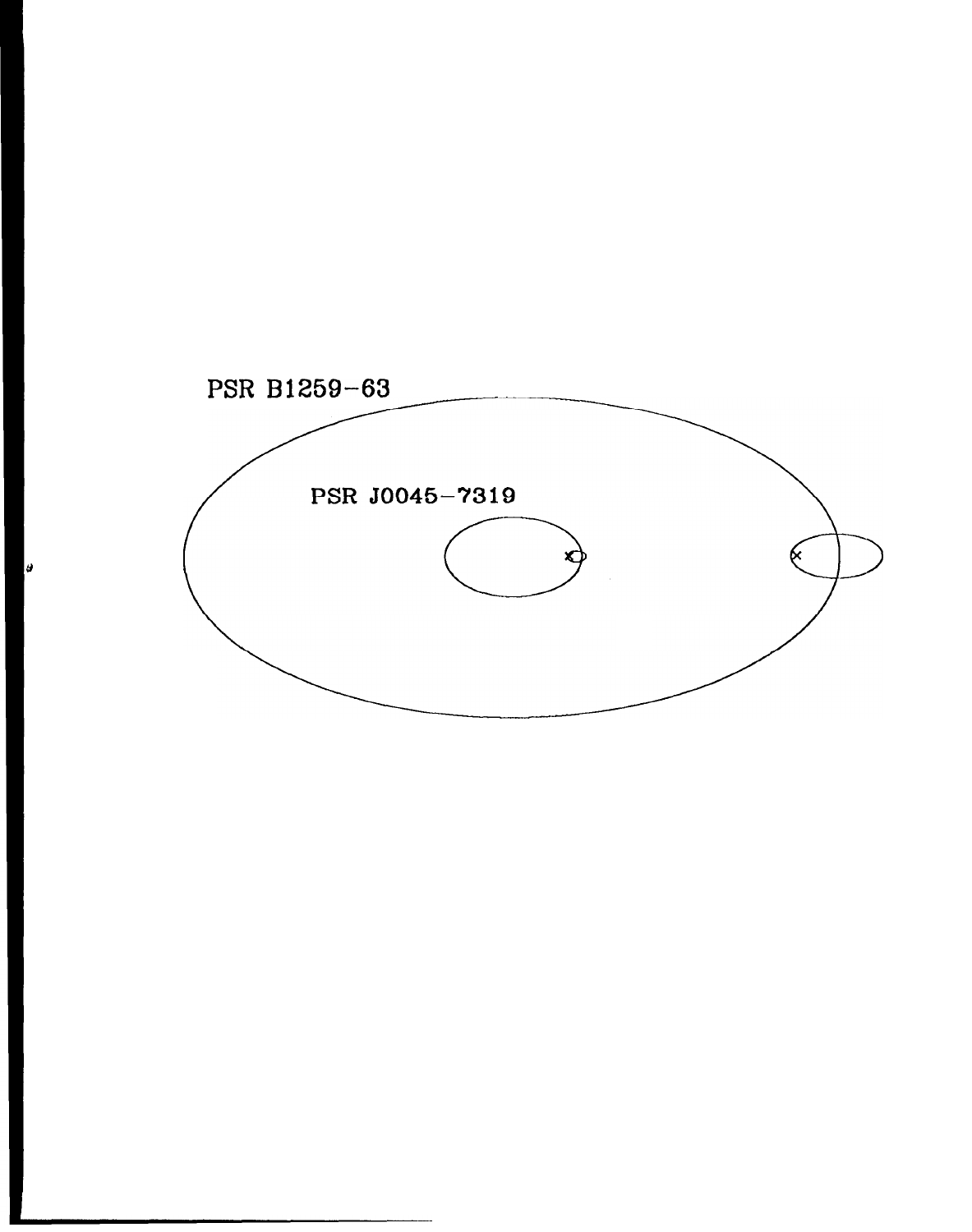PSR B1259−63

PSR J0045−7319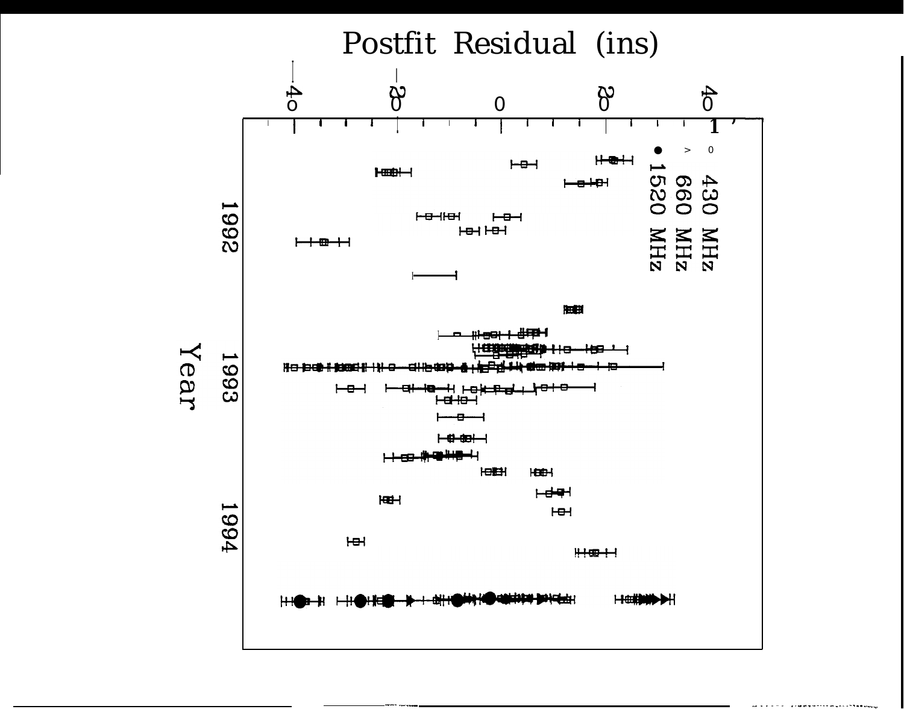Postfit Residual (ns)

−40 −20 0 20 40

Year

1992 1993 1994

430 MHz
660 MHz
• 1520 MHz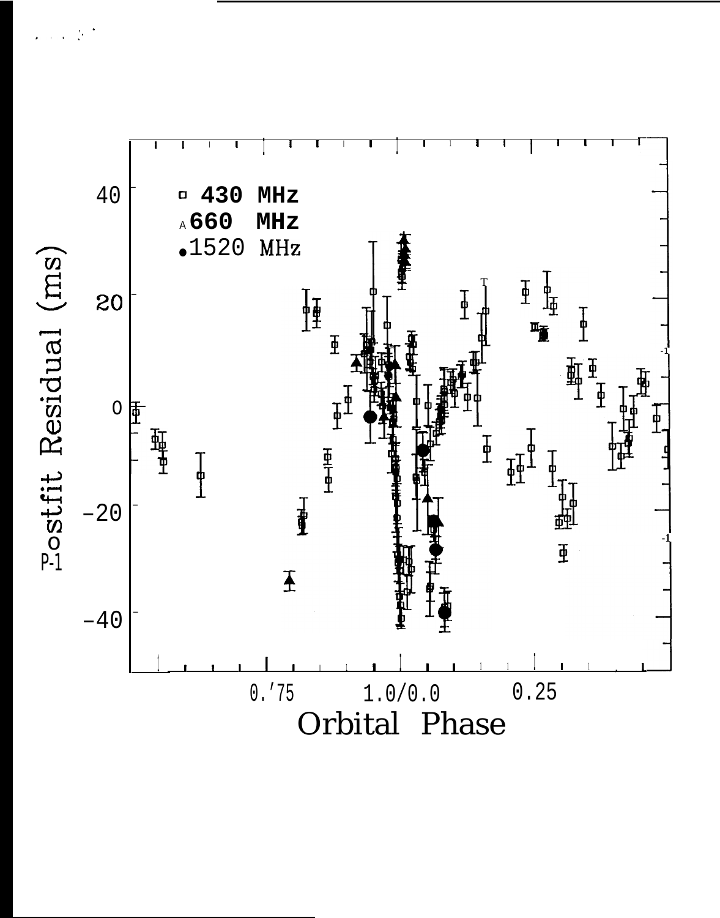□ 430 MHz

▲ 660 MHz

● 1520 MHz

Postfit Residual (ms)

Orbital Phase

0.75 1.0/0.0 0.25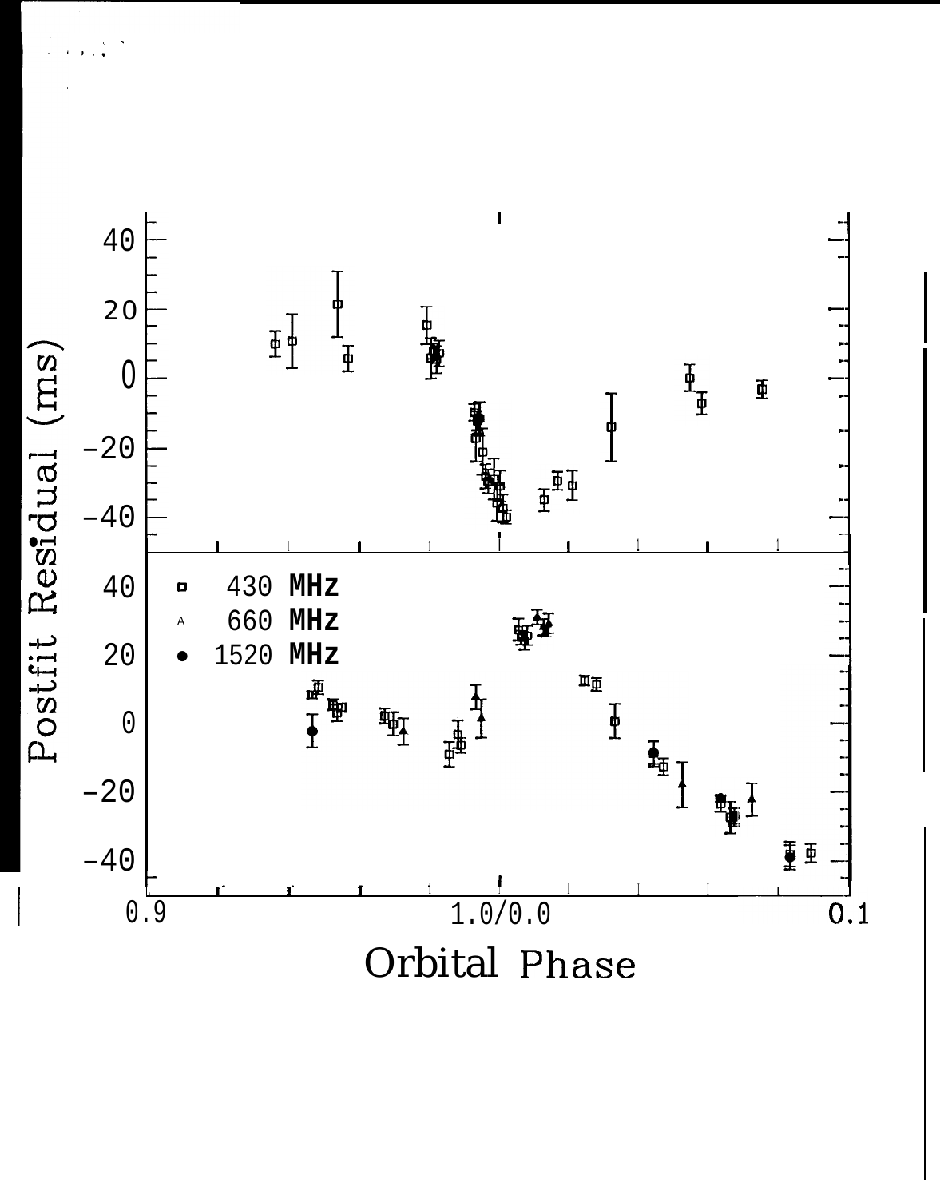40
20
0
-20
-40
40
20
0
-20
-40

Postfit Residual (ms)

430 MHz
660 MHz
1520 MHz

0.9
1.0/0.0
0.1

Orbital Phase